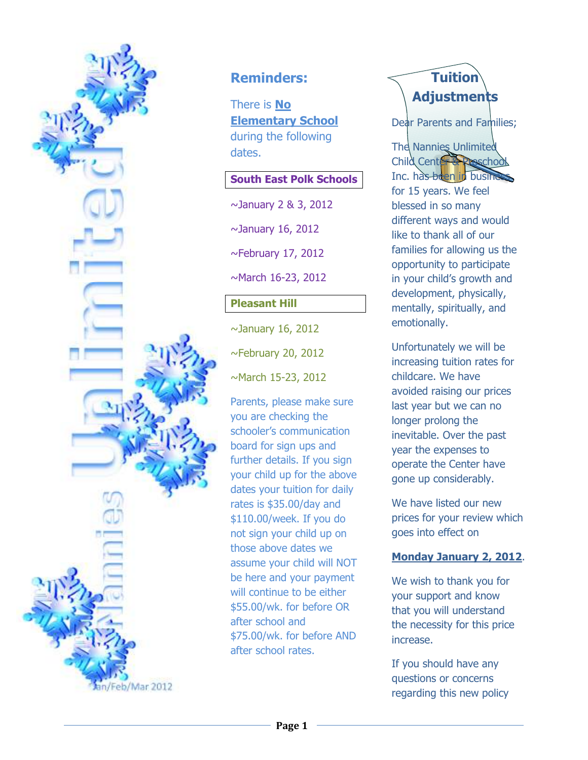Nannies Unlimited

Jan/Feb/Mar 2012

## Reminders:

There is **No Elementary School** during the following dates.

**South East Polk Schools**

~January 2 & 3, 2012

~January 16, 2012

~February 17, 2012

~March 16-23, 2012

**Pleasant Hill**

~January 16, 2012

~February 20, 2012

~March 15-23, 2012

Parents, please make sure you are checking the schooler's communication board for sign ups and further details. If you sign your child up for the above dates your tuition for daily rates is $35.00/day and $110.00/week. If you do not sign your child up on those above dates we assume your child will NOT be here and your payment will continue to be either $55.00/wk. for before OR after school and $75.00/wk. for before AND after school rates.

## Tuition Adjustments

Dear Parents and Families;

The Nannies Unlimited Child Center & Preschool Inc. has been in business for 15 years. We feel blessed in so many different ways and would like to thank all of our families for allowing us the opportunity to participate in your child's growth and development, physically, mentally, spiritually, and emotionally.

Unfortunately we will be increasing tuition rates for childcare. We have avoided raising our prices last year but we can no longer prolong the inevitable. Over the past year the expenses to operate the Center have gone up considerably.

We have listed our new prices for your review which goes into effect on

**Monday January 2, 2012**.

We wish to thank you for your support and know that you will understand the necessity for this price increase.

If you should have any questions or concerns regarding this new policy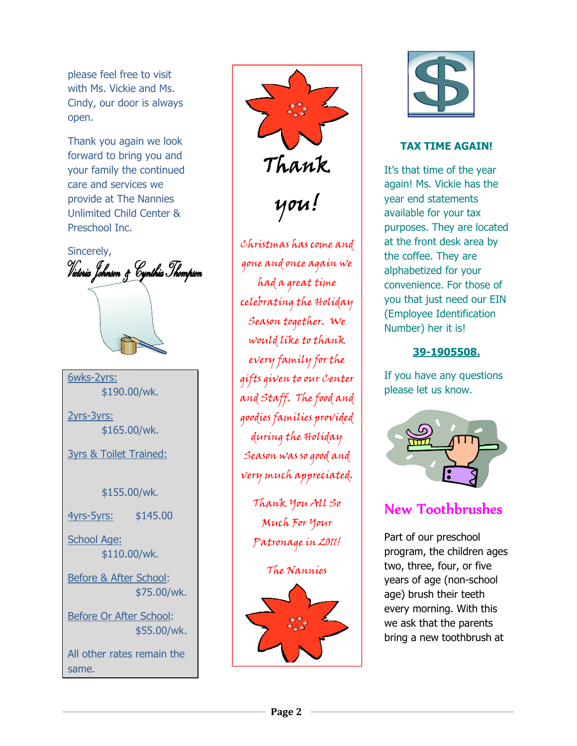please feel free to visit with Ms. Vickie and Ms. Cindy, our door is always open.

Thank you again we look forward to bring you and your family the continued care and services we provide at The Nannies Unlimited Child Center & Preschool Inc.

Sincerely,

*Victoria Johnson & Cynthia Thompson*

6wks-2yrs:
$190.00/wk.

2yrs-3yrs:
$165.00/wk.

3yrs & Toilet Trained:
$155.00/wk.

4yrs-5yrs: $145.00

School Age:
$110.00/wk.

Before & After School:
$75.00/wk.

Before Or After School:
$55.00/wk.

All other rates remain the same.

# Thank you!

*Christmas has come and gone and once again we had a great time celebrating the Holiday Season together. We would like to thank every family for the gifts given to our Center and Staff. The food and goodies families provided during the Holiday Season was so good and very much appreciated.*

*Thank You All So Much For Your Patronage in 2011!*

*The Nannies*

**TAX TIME AGAIN!**

It's that time of the year again! Ms. Vickie has the year end statements available for your tax purposes. They are located at the front desk area by the coffee. They are alphabetized for your convenience. For those of you that just need our EIN (Employee Identification Number) her it is!

**39-1905508.**

If you have any questions please let us know.

## New Toothbrushes

Part of our preschool program, the children ages two, three, four, or five years of age (non-school age) brush their teeth every morning. With this we ask that the parents bring a new toothbrush at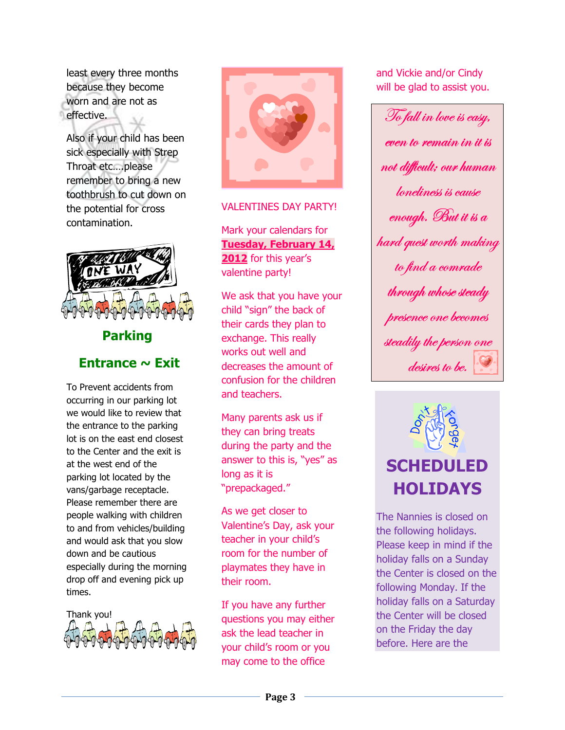least every three months because they become worn and are not as effective.

Also if your child has been sick especially with Strep Throat etc….please remember to bring a new toothbrush to cut down on the potential for cross contamination.

## Parking

## Entrance ~ Exit

To Prevent accidents from occurring in our parking lot we would like to review that the entrance to the parking lot is on the east end closest to the Center and the exit is at the west end of the parking lot located by the vans/garbage receptacle. Please remember there are people walking with children to and from vehicles/building and would ask that you slow down and be cautious especially during the morning drop off and evening pick up times.

Thank you!

VALENTINES DAY PARTY!

Mark your calendars for **Tuesday, February 14, 2012** for this year's valentine party!

We ask that you have your child "sign" the back of their cards they plan to exchange. This really works out well and decreases the amount of confusion for the children and teachers.

Many parents ask us if they can bring treats during the party and the answer to this is, "yes" as long as it is "prepackaged."

As we get closer to Valentine's Day, ask your teacher in your child's room for the number of playmates they have in their room.

If you have any further questions you may either ask the lead teacher in your child's room or you may come to the office and Vickie and/or Cindy will be glad to assist you.

*To fall in love is easy, even to remain in it is not difficult; our human loneliness is cause enough. But it is a hard quest worth making to find a comrade through whose steady presence one becomes steadily the person one desires to be.*

Don't Forget

## SCHEDULED HOLIDAYS

The Nannies is closed on the following holidays. Please keep in mind if the holiday falls on a Sunday the Center is closed on the following Monday. If the holiday falls on a Saturday the Center will be closed on the Friday the day before. Here are the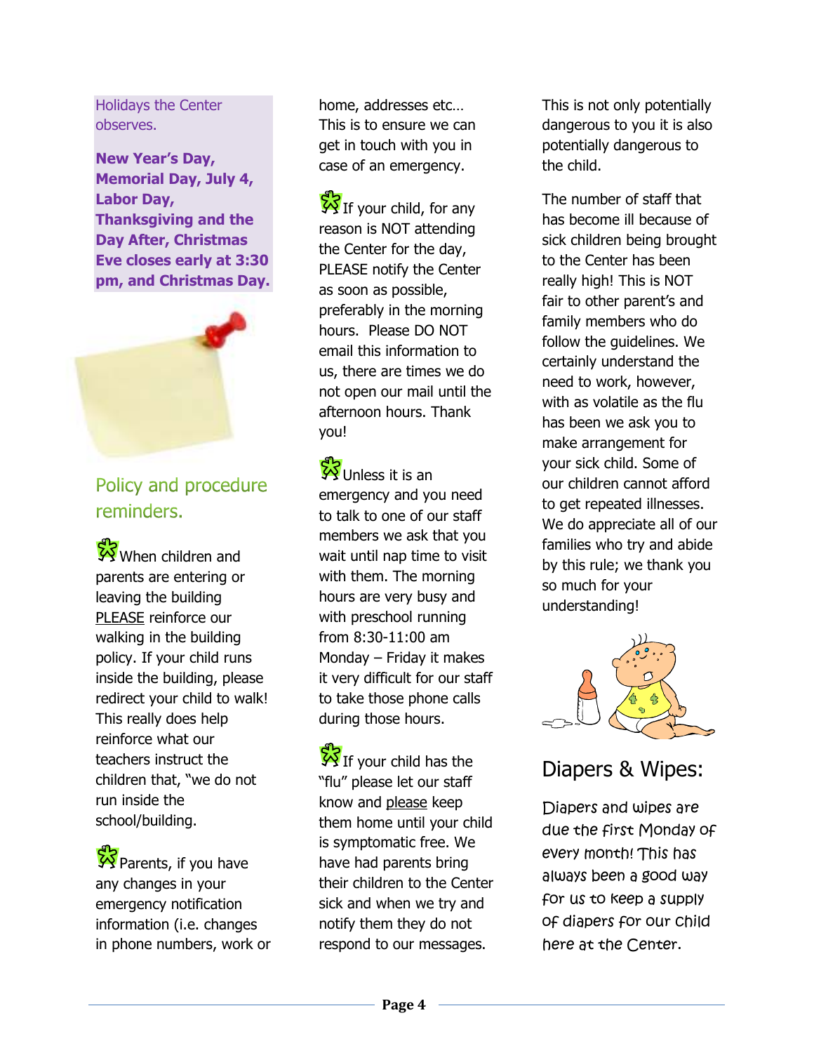Holidays the Center observes.

**New Year's Day, Memorial Day, July 4, Labor Day, Thanksgiving and the Day After, Christmas Eve closes early at 3:30 pm, and Christmas Day.**

## Policy and procedure reminders.

- When children and parents are entering or leaving the building PLEASE reinforce our walking in the building policy. If your child runs inside the building, please redirect your child to walk! This really does help reinforce what our teachers instruct the children that, "we do not run inside the school/building.

- Parents, if you have any changes in your emergency notification information (i.e. changes in phone numbers, work or home, addresses etc… This is to ensure we can get in touch with you in case of an emergency.

- If your child, for any reason is NOT attending the Center for the day, PLEASE notify the Center as soon as possible, preferably in the morning hours. Please DO NOT email this information to us, there are times we do not open our mail until the afternoon hours. Thank you!

- Unless it is an emergency and you need to talk to one of our staff members we ask that you wait until nap time to visit with them. The morning hours are very busy and with preschool running from 8:30-11:00 am Monday – Friday it makes it very difficult for our staff to take those phone calls during those hours.

- If your child has the "flu" please let our staff know and please keep them home until your child is symptomatic free. We have had parents bring their children to the Center sick and when we try and notify them they do not respond to our messages. This is not only potentially dangerous to you it is also potentially dangerous to the child.

The number of staff that has become ill because of sick children being brought to the Center has been really high! This is NOT fair to other parent's and family members who do follow the guidelines. We certainly understand the need to work, however, with as volatile as the flu has been we ask you to make arrangement for your sick child. Some of our children cannot afford to get repeated illnesses. We do appreciate all of our families who try and abide by this rule; we thank you so much for your understanding!

## Diapers & Wipes:

Diapers and wipes are due the first Monday of every month! This has always been a good way for us to keep a supply of diapers for our child here at the Center.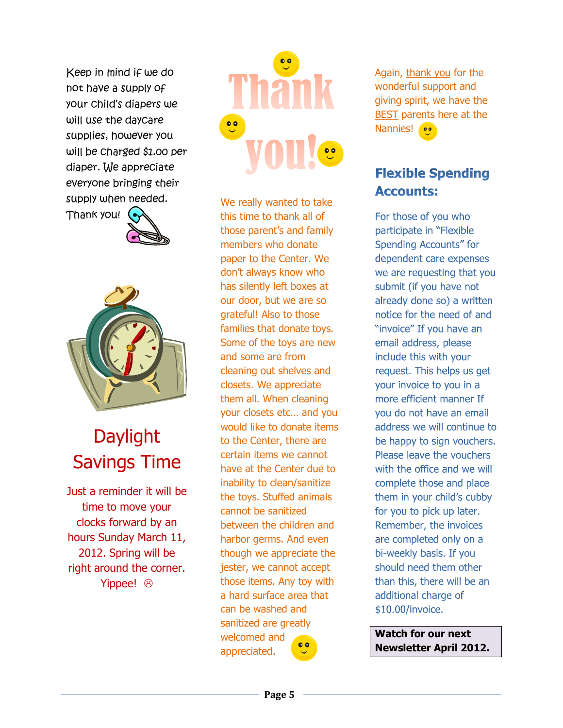Keep in mind if we do not have a supply of your child's diapers we will use the daycare supplies, however you will be charged $1.00 per diaper. We appreciate everyone bringing their supply when needed. Thank you!

## Daylight Savings Time

Just a reminder it will be time to move your clocks forward by an hours Sunday March 11, 2012. Spring will be right around the corner. Yippee! ☹

# Thank you!

We really wanted to take this time to thank all of those parent's and family members who donate paper to the Center. We don't always know who has silently left boxes at our door, but we are so grateful! Also to those families that donate toys. Some of the toys are new and some are from cleaning out shelves and closets. We appreciate them all. When cleaning your closets etc… and you would like to donate items to the Center, there are certain items we cannot have at the Center due to inability to clean/sanitize the toys. Stuffed animals cannot be sanitized between the children and harbor germs. And even though we appreciate the jester, we cannot accept those items. Any toy with a hard surface area that can be washed and sanitized are greatly welcomed and appreciated.

Again, thank you for the wonderful support and giving spirit, we have the BEST parents here at the Nannies!

## Flexible Spending Accounts:

For those of you who participate in "Flexible Spending Accounts" for dependent care expenses we are requesting that you submit (if you have not already done so) a written notice for the need of and "invoice" If you have an email address, please include this with your request. This helps us get your invoice to you in a more efficient manner If you do not have an email address we will continue to be happy to sign vouchers. Please leave the vouchers with the office and we will complete those and place them in your child's cubby for you to pick up later. Remember, the invoices are completed only on a bi-weekly basis. If you should need them other than this, there will be an additional charge of $10.00/invoice.

**Watch for our next Newsletter April 2012.**